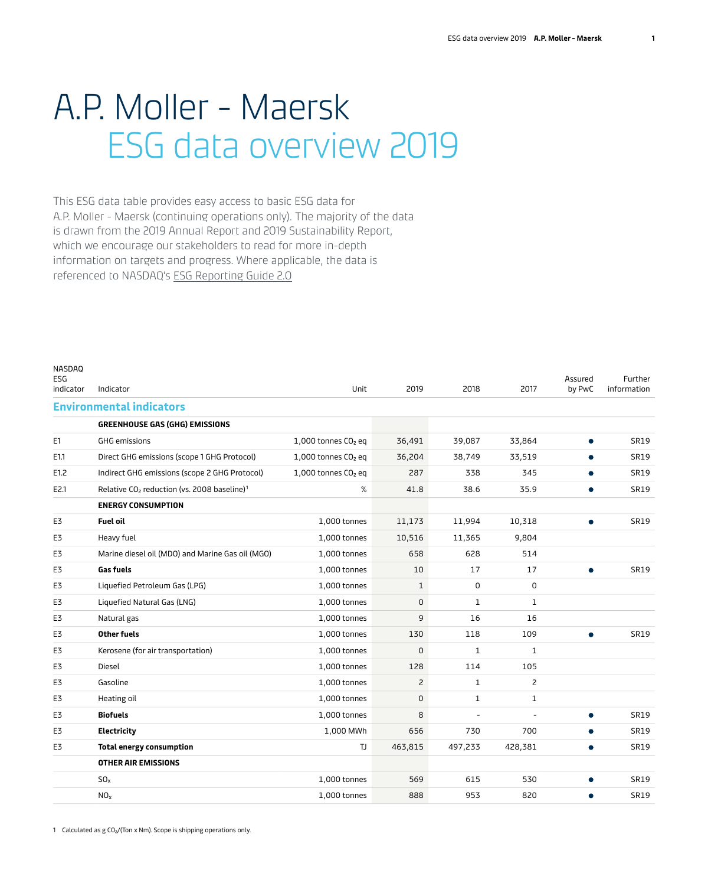# A.P. Moller - Maersk

## ESG data overview 2019

This ESG data table provides easy access to basic ESG data for A.P. Moller - Maersk (continuing operations only). The majority of the data is drawn from the 2019 Annual Report and 2019 Sustainability Report, which we encourage our stakeholders to read for more in-depth information on targets and progress. Where applicable, the data is referenced to NASDAQ's ESG Reporting Guide 2.0

| NASDAQ ESG indicator | Indicator | Unit | 2019 | 2018 | 2017 | Assured by PwC | Further information |
|---|---|---|---|---|---|---|---|
| **Environmental indicators** | | | | | | | |
| | **GREENHOUSE GAS (GHG) EMISSIONS** | | | | | | |
| E1 | GHG emissions | 1,000 tonnes $CO_2$ eq | 36,491 | 39,087 | 33,864 | ● | SR19 |
| E1.1 | Direct GHG emissions (scope 1 GHG Protocol) | 1,000 tonnes $CO_2$ eq | 36,204 | 38,749 | 33,519 | ● | SR19 |
| E1.2 | Indirect GHG emissions (scope 2 GHG Protocol) | 1,000 tonnes $CO_2$ eq | 287 | 338 | 345 | ● | SR19 |
| E2.1 | Relative $CO_2$ reduction (vs. 2008 baseline)[1] | % | 41.8 | 38.6 | 35.9 | ● | SR19 |
| | **ENERGY CONSUMPTION** | | | | | | |
| E3 | **Fuel oil** | 1,000 tonnes | 11,173 | 11,994 | 10,318 | ● | SR19 |
| E3 | Heavy fuel | 1,000 tonnes | 10,516 | 11,365 | 9,804 | | |
| E3 | Marine diesel oil (MDO) and Marine Gas oil (MGO) | 1,000 tonnes | 658 | 628 | 514 | | |
| E3 | **Gas fuels** | 1,000 tonnes | 10 | 17 | 17 | ● | SR19 |
| E3 | Liquefied Petroleum Gas (LPG) | 1,000 tonnes | 1 | 0 | 0 | | |
| E3 | Liquefied Natural Gas (LNG) | 1,000 tonnes | 0 | 1 | 1 | | |
| E3 | Natural gas | 1,000 tonnes | 9 | 16 | 16 | | |
| E3 | **Other fuels** | 1,000 tonnes | 130 | 118 | 109 | ● | SR19 |
| E3 | Kerosene (for air transportation) | 1,000 tonnes | 0 | 1 | 1 | | |
| E3 | Diesel | 1,000 tonnes | 128 | 114 | 105 | | |
| E3 | Gasoline | 1,000 tonnes | 2 | 1 | 2 | | |
| E3 | Heating oil | 1,000 tonnes | 0 | 1 | 1 | | |
| E3 | **Biofuels** | 1,000 tonnes | 8 | - | - | ● | SR19 |
| E3 | **Electricity** | 1,000 MWh | 656 | 730 | 700 | ● | SR19 |
| E3 | **Total energy consumption** | TJ | 463,815 | 497,233 | 428,381 | ● | SR19 |
| | **OTHER AIR EMISSIONS** | | | | | | |
| | $SO_x$ | 1,000 tonnes | 569 | 615 | 530 | ● | SR19 |
| | $NO_x$ | 1,000 tonnes | 888 | 953 | 820 | ● | SR19 |

1 Calculated as g $CO_2$/(Ton x Nm). Scope is shipping operations only.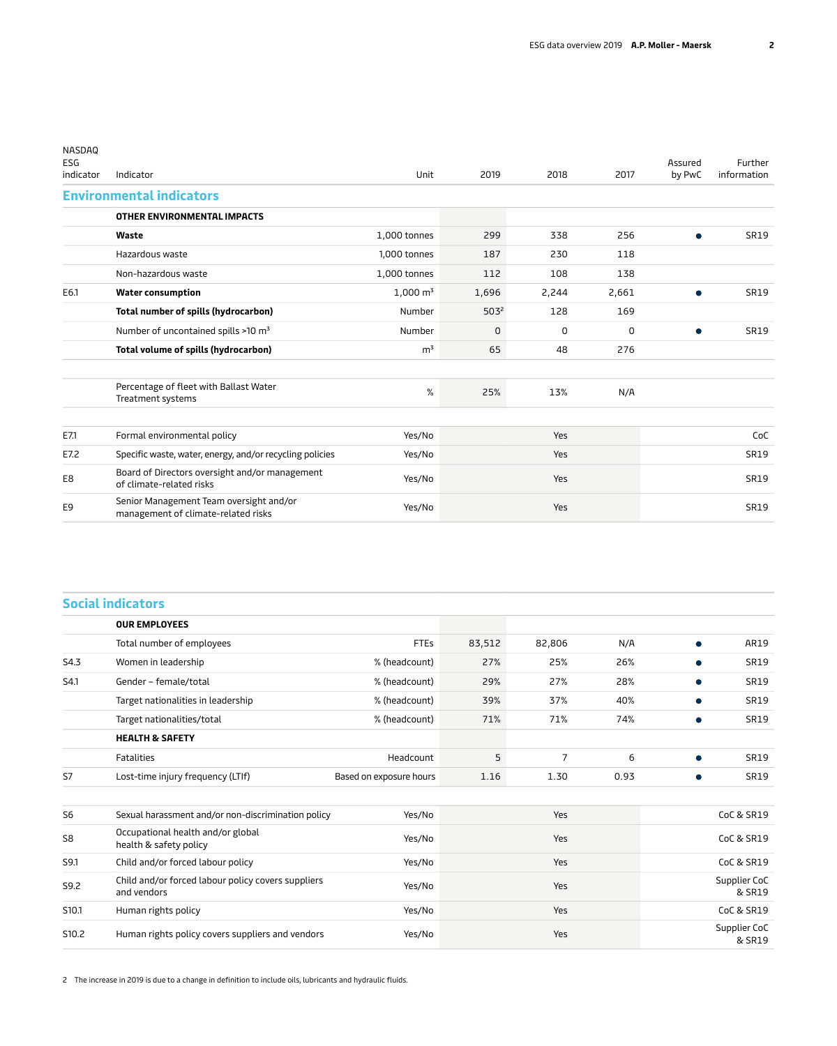| NASDAQ ESG indicator | Indicator | Unit | 2019 | 2018 | 2017 | Assured by PwC | Further information |
|---|---|---|---|---|---|---|---|
| **Environmental indicators** | | | | | | | |
| | **OTHER ENVIRONMENTAL IMPACTS** | | | | | | |
| | **Waste** | 1,000 tonnes | 299 | 338 | 256 | ● | SR19 |
| | Hazardous waste | 1,000 tonnes | 187 | 230 | 118 | | |
| | Non-hazardous waste | 1,000 tonnes | 112 | 108 | 138 | | |
| E6.1 | **Water consumption** | 1,000 $m^3$ | 1,696 | 2,244 | 2,661 | ● | SR19 |
| | **Total number of spills (hydrocarbon)** | Number | 503[2] | 128 | 169 | | |
| | Number of uncontained spills >10 $m^3$ | Number | 0 | 0 | 0 | ● | SR19 |
| | **Total volume of spills (hydrocarbon)** | $m^3$ | 65 | 48 | 276 | | |
| | Percentage of fleet with Ballast Water Treatment systems | % | 25% | 13% | N/A | | |
| E7.1 | Formal environmental policy | Yes/No | | Yes | | | CoC |
| E7.2 | Specific waste, water, energy, and/or recycling policies | Yes/No | | Yes | | | SR19 |
| E8 | Board of Directors oversight and/or management of climate-related risks | Yes/No | | Yes | | | SR19 |
| E9 | Senior Management Team oversight and/or management of climate-related risks | Yes/No | | Yes | | | SR19 |

| NASDAQ ESG indicator | Indicator | Unit | 2019 | 2018 | 2017 | Assured by PwC | Further information |
|---|---|---|---|---|---|---|---|
| **Social indicators** | | | | | | | |
| | **OUR EMPLOYEES** | | | | | | |
| | Total number of employees | FTEs | 83,512 | 82,806 | N/A | ● | AR19 |
| S4.3 | Women in leadership | % (headcount) | 27% | 25% | 26% | ● | SR19 |
| S4.1 | Gender – female/total | % (headcount) | 29% | 27% | 28% | ● | SR19 |
| | Target nationalities in leadership | % (headcount) | 39% | 37% | 40% | ● | SR19 |
| | Target nationalities/total | % (headcount) | 71% | 71% | 74% | ● | SR19 |
| | **HEALTH & SAFETY** | | | | | | |
| | Fatalities | Headcount | 5 | 7 | 6 | ● | SR19 |
| S7 | Lost-time injury frequency (LTIf) | Based on exposure hours | 1.16 | 1.30 | 0.93 | ● | SR19 |
| S6 | Sexual harassment and/or non-discrimination policy | Yes/No | | Yes | | | CoC & SR19 |
| S8 | Occupational health and/or global health & safety policy | Yes/No | | Yes | | | CoC & SR19 |
| S9.1 | Child and/or forced labour policy | Yes/No | | Yes | | | CoC & SR19 |
| S9.2 | Child and/or forced labour policy covers suppliers and vendors | Yes/No | | Yes | | | Supplier CoC & SR19 |
| S10.1 | Human rights policy | Yes/No | | Yes | | | CoC & SR19 |
| S10.2 | Human rights policy covers suppliers and vendors | Yes/No | | Yes | | | Supplier CoC & SR19 |

2 The increase in 2019 is due to a change in definition to include oils, lubricants and hydraulic fluids.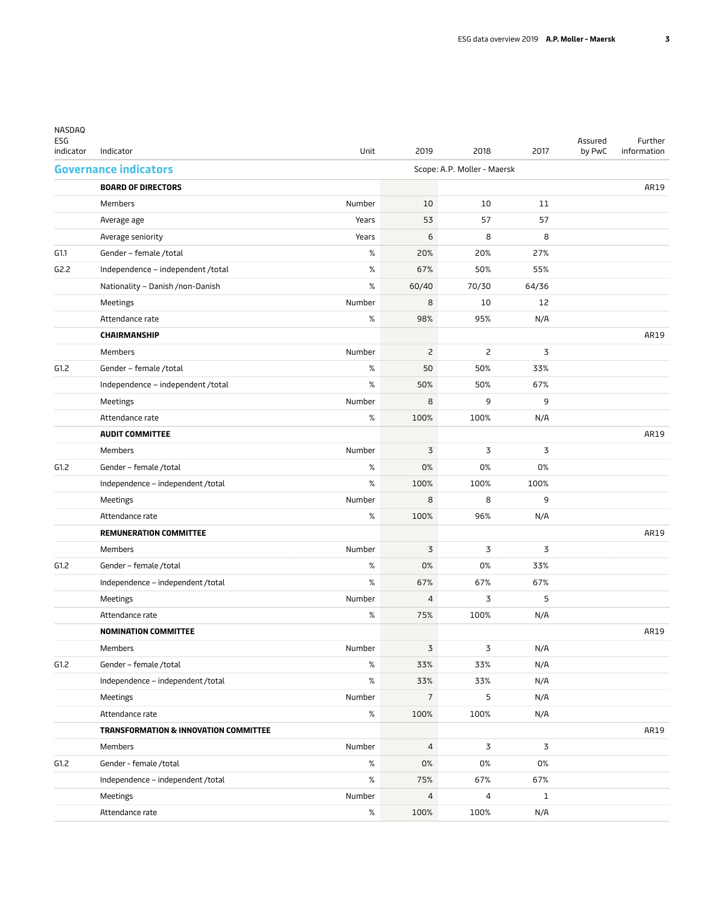| NASDAQ ESG indicator | Indicator | Unit | 2019 | 2018 | 2017 | Assured by PwC | Further information |
|---|---|---|---|---|---|---|---|
| **Governance indicators** | | | Scope: A.P. Moller - Maersk | | | | |
| | **BOARD OF DIRECTORS** | | | | | | AR19 |
| | Members | Number | 10 | 10 | 11 | | |
| | Average age | Years | 53 | 57 | 57 | | |
| | Average seniority | Years | 6 | 8 | 8 | | |
| G1.1 | Gender – female /total | % | 20% | 20% | 27% | | |
| G2.2 | Independence – independent /total | % | 67% | 50% | 55% | | |
| | Nationality – Danish /non-Danish | % | 60/40 | 70/30 | 64/36 | | |
| | Meetings | Number | 8 | 10 | 12 | | |
| | Attendance rate | % | 98% | 95% | N/A | | |
| | **CHAIRMANSHIP** | | | | | | AR19 |
| | Members | Number | 2 | 2 | 3 | | |
| G1.2 | Gender – female /total | % | 50 | 50% | 33% | | |
| | Independence – independent /total | % | 50% | 50% | 67% | | |
| | Meetings | Number | 8 | 9 | 9 | | |
| | Attendance rate | % | 100% | 100% | N/A | | |
| | **AUDIT COMMITTEE** | | | | | | AR19 |
| | Members | Number | 3 | 3 | 3 | | |
| G1.2 | Gender – female /total | % | 0% | 0% | 0% | | |
| | Independence – independent /total | % | 100% | 100% | 100% | | |
| | Meetings | Number | 8 | 8 | 9 | | |
| | Attendance rate | % | 100% | 96% | N/A | | |
| | **REMUNERATION COMMITTEE** | | | | | | AR19 |
| | Members | Number | 3 | 3 | 3 | | |
| G1.2 | Gender – female /total | % | 0% | 0% | 33% | | |
| | Independence – independent /total | % | 67% | 67% | 67% | | |
| | Meetings | Number | 4 | 3 | 5 | | |
| | Attendance rate | % | 75% | 100% | N/A | | |
| | **NOMINATION COMMITTEE** | | | | | | AR19 |
| | Members | Number | 3 | 3 | N/A | | |
| G1.2 | Gender – female /total | % | 33% | 33% | N/A | | |
| | Independence – independent /total | % | 33% | 33% | N/A | | |
| | Meetings | Number | 7 | 5 | N/A | | |
| | Attendance rate | % | 100% | 100% | N/A | | |
| | **TRANSFORMATION & INNOVATION COMMITTEE** | | | | | | AR19 |
| | Members | Number | 4 | 3 | 3 | | |
| G1.2 | Gender - female /total | % | 0% | 0% | 0% | | |
| | Independence – independent /total | % | 75% | 67% | 67% | | |
| | Meetings | Number | 4 | 4 | 1 | | |
| | Attendance rate | % | 100% | 100% | N/A | | |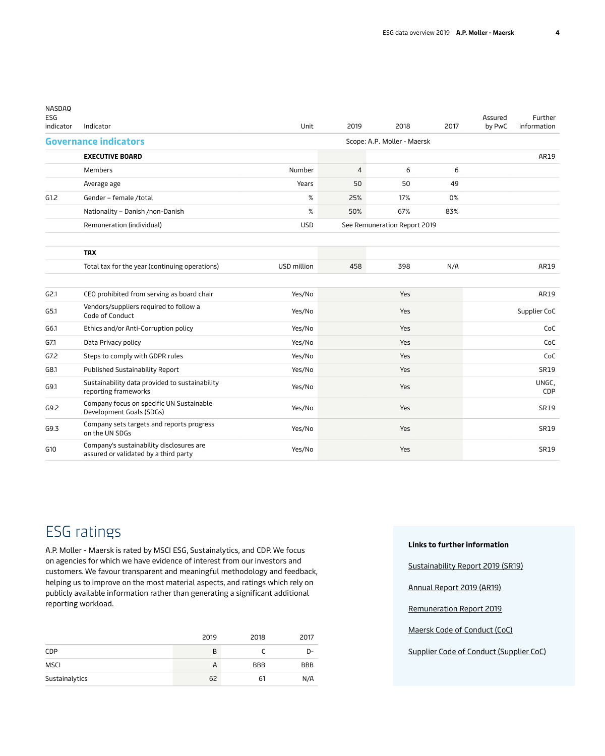| NASDAQ ESG indicator | Indicator | Unit | 2019 | 2018 | 2017 | Assured by PwC | Further information |
|---|---|---|---|---|---|---|---|
| **Governance indicators** | | | Scope: A.P. Moller - Maersk | | | | |
| | **EXECUTIVE BOARD** | | | | | | AR19 |
| | Members | Number | 4 | 6 | 6 | | |
| | Average age | Years | 50 | 50 | 49 | | |
| G1.2 | Gender – female /total | % | 25% | 17% | 0% | | |
| | Nationality – Danish /non-Danish | % | 50% | 67% | 83% | | |
| | Remuneration (individual) | USD | See Remuneration Report 2019 | | | | |
| | | | | | | | |
| | **TAX** | | | | | | |
| | Total tax for the year (continuing operations) | USD million | 458 | 398 | N/A | | AR19 |
| | | | | | | | |
| G2.1 | CEO prohibited from serving as board chair | Yes/No | | Yes | | | AR19 |
| G5.1 | Vendors/suppliers required to follow a Code of Conduct | Yes/No | | Yes | | | Supplier CoC |
| G6.1 | Ethics and/or Anti-Corruption policy | Yes/No | | Yes | | | CoC |
| G7.1 | Data Privacy policy | Yes/No | | Yes | | | CoC |
| G7.2 | Steps to comply with GDPR rules | Yes/No | | Yes | | | CoC |
| G8.1 | Published Sustainability Report | Yes/No | | Yes | | | SR19 |
| G9.1 | Sustainability data provided to sustainability reporting frameworks | Yes/No | | Yes | | | UNGC, CDP |
| G9.2 | Company focus on specific UN Sustainable Development Goals (SDGs) | Yes/No | | Yes | | | SR19 |
| G9.3 | Company sets targets and reports progress on the UN SDGs | Yes/No | | Yes | | | SR19 |
| G10 | Company's sustainability disclosures are assured or validated by a third party | Yes/No | | Yes | | | SR19 |

# ESG ratings

A.P. Moller - Maersk is rated by MSCI ESG, Sustainalytics, and CDP. We focus on agencies for which we have evidence of interest from our investors and customers. We favour transparent and meaningful methodology and feedback, helping us to improve on the most material aspects, and ratings which rely on publicly available information rather than generating a significant additional reporting workload.

| | 2019 | 2018 | 2017 |
|---|---|---|---|
| CDP | B | C | D- |
| MSCI | A | BBB | BBB |
| Sustainalytics | 62 | 61 | N/A |

**Links to further information**

Sustainability Report 2019 (SR19)

Annual Report 2019 (AR19)

Remuneration Report 2019

Maersk Code of Conduct (CoC)

Supplier Code of Conduct (Supplier CoC)